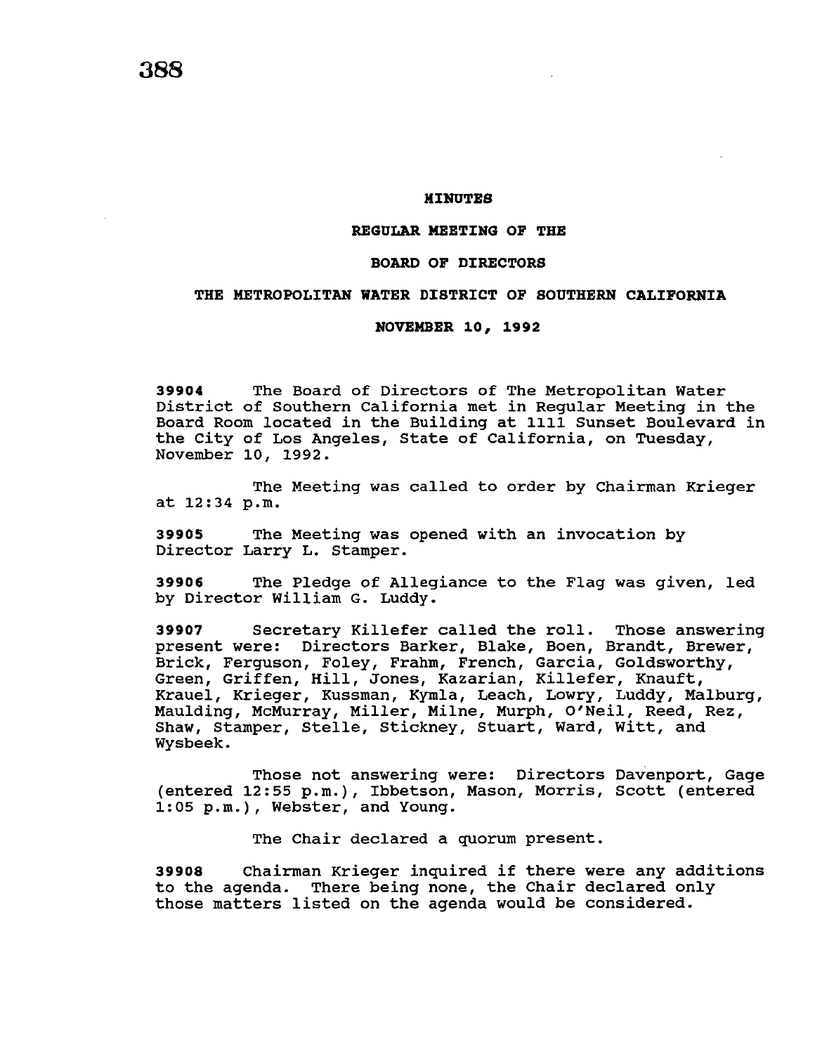# MINUTES

## REGULAR MEETING OF THE

## BOARD OF DIRECTORS

## THE METROPOLITAN WATER DISTRICT OF SOUTHERN CALIFORNIA

## NOVEMBER 10, 1992

**39904** The Board of Directors of The Metropolitan Water District of Southern California met in Regular Meeting in the Board Room located in the Building at 1111 Sunset Boulevard in the City of Los Angeles, State of California, on Tuesday, November 10, 1992.

The Meeting was called to order by Chairman Krieger at 12:34 p.m.

**39905** The Meeting was opened with an invocation by Director Larry L. Stamper.

**39906** The Pledge of Allegiance to the Flag was given, led by Director William G. Luddy.

**39907** Secretary Killefer called the roll. Those answering present were: Directors Barker, Blake, Boen, Brandt, Brewer, Brick, Ferguson, Foley, Frahm, French, Garcia, Goldsworthy, Green, Griffen, Hill, Jones, Kazarian, Killefer, Knauft, Krauel, Krieger, Kussman, Kymla, Leach, Lowry, Luddy, Malburg, Maulding, McMurray, Miller, Milne, Murph, O'Neil, Reed, Rez, Shaw, Stamper, Stelle, Stickney, Stuart, Ward, Witt, and Wysbeek.

Those not answering were: Directors Davenport, Gage (entered 12:55 p.m.), Ibbetson, Mason, Morris, Scott (entered 1:05 p.m.), Webster, and Young.

The Chair declared a quorum present.

**39908** Chairman Krieger inquired if there were any additions to the agenda. There being none, the Chair declared only those matters listed on the agenda would be considered.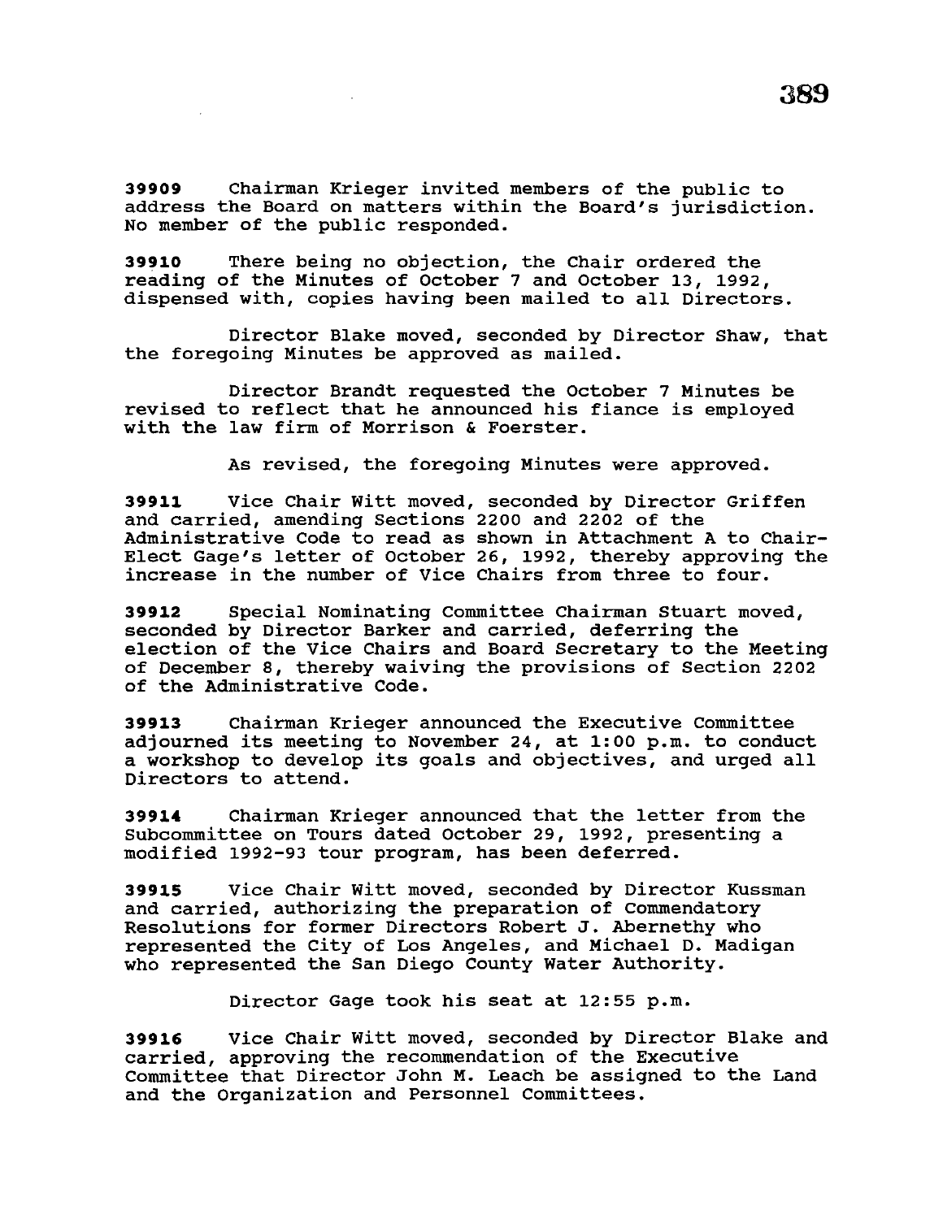**39909** Chairman Krieger invited members of the public to address the Board on matters within the Board's jurisdiction. No member of the public responded.

**39910** There being no objection, the Chair ordered the reading of the Minutes of October 7 and October 13, 1992, dispensed with, copies having been mailed to all Directors.

Director Blake moved, seconded by Director Shaw, that the foregoing Minutes be approved as mailed.

Director Brandt requested the October 7 Minutes be revised to reflect that he announced his fiance is employed with the law firm of Morrison & Foerster.

As revised, the foregoing Minutes were approved.

**39911** Vice Chair Witt moved, seconded by Director Griffen and carried, amending Sections 2200 and 2202 of the Administrative Code to read as shown in Attachment A to Chair-Elect Gage's letter of October 26, 1992, thereby approving the increase in the number of Vice Chairs from three to four.

**39912** Special Nominating Committee Chairman Stuart moved, seconded by Director Barker and carried, deferring the election of the Vice Chairs and Board Secretary to the Meeting of December 8, thereby waiving the provisions of Section 2202 of the Administrative Code.

**39913** Chairman Krieger announced the Executive Committee adjourned its meeting to November 24, at 1:00 p.m. to conduct a workshop to develop its goals and objectives, and urged all Directors to attend.

**39914** Chairman Krieger announced that the letter from the Subcommittee on Tours dated October 29, 1992, presenting a modified 1992-93 tour program, has been deferred.

**39915** Vice Chair Witt moved, seconded by Director Kussman and carried, authorizing the preparation of Commendatory Resolutions for former Directors Robert J. Abernethy who represented the City of Los Angeles, and Michael D. Madigan who represented the San Diego County Water Authority.

Director Gage took his seat at 12:55 p.m.

**39916** Vice Chair Witt moved, seconded by Director Blake and carried, approving the recommendation of the Executive Committee that Director John M. Leach be assigned to the Land and the Organization and Personnel Committees.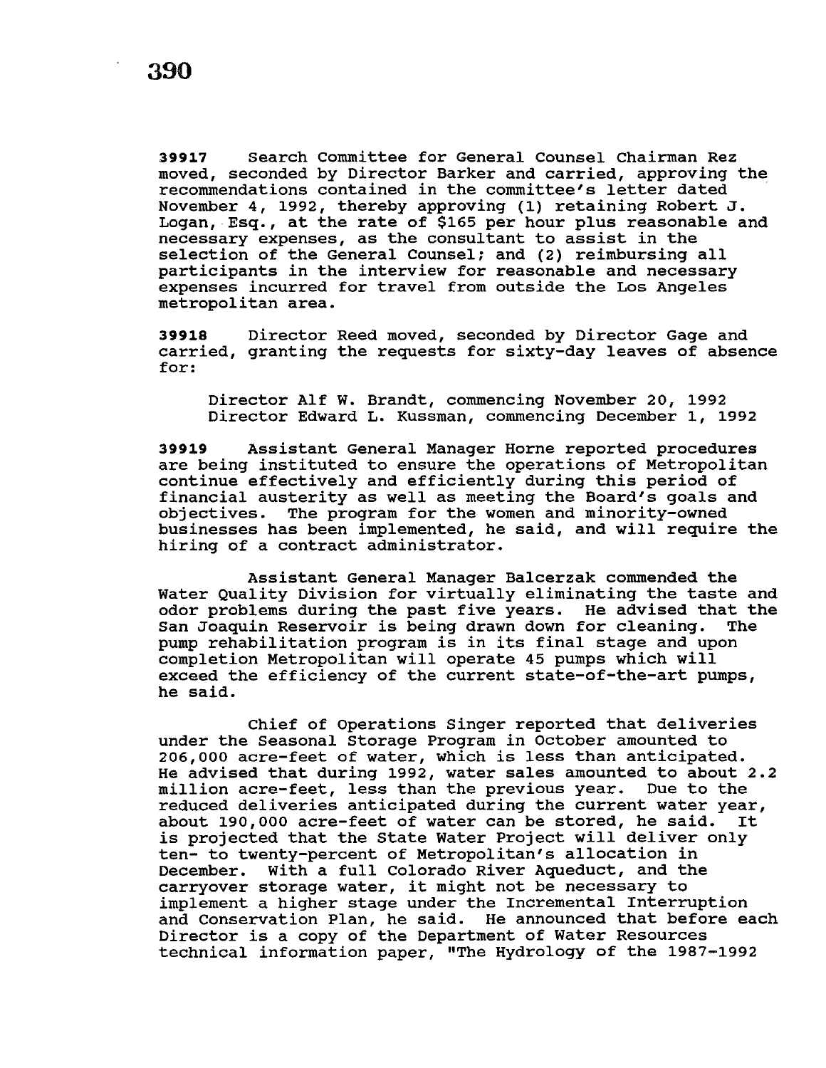**39917** Search Committee for General Counsel Chairman Rez moved, seconded by Director Barker and carried, approving the recommendations contained in the committee's letter dated November 4, 1992, thereby approving (1) retaining Robert J. Logan, Esq., at the rate of $165 per hour plus reasonable and necessary expenses, as the consultant to assist in the selection of the General Counsel; and (2) reimbursing all participants in the interview for reasonable and necessary expenses incurred for travel from outside the Los Angeles metropolitan area.

**39918** Director Reed moved, seconded by Director Gage and carried, granting the requests for sixty-day leaves of absence for:

Director Alf W. Brandt, commencing November 20, 1992
Director Edward L. Kussman, commencing December 1, 1992

**39919** Assistant General Manager Horne reported procedures are being instituted to ensure the operations of Metropolitan continue effectively and efficiently during this period of financial austerity as well as meeting the Board's goals and objectives. The program for the women and minority-owned businesses has been implemented, he said, and will require the hiring of a contract administrator.

Assistant General Manager Balcerzak commended the Water Quality Division for virtually eliminating the taste and odor problems during the past five years. He advised that the San Joaquin Reservoir is being drawn down for cleaning. The pump rehabilitation program is in its final stage and upon completion Metropolitan will operate 45 pumps which will exceed the efficiency of the current state-of-the-art pumps, he said.

Chief of Operations Singer reported that deliveries under the Seasonal Storage Program in October amounted to 206,000 acre-feet of water, which is less than anticipated. He advised that during 1992, water sales amounted to about 2.2 million acre-feet, less than the previous year. Due to the reduced deliveries anticipated during the current water year, about 190,000 acre-feet of water can be stored, he said. It is projected that the State Water Project will deliver only ten- to twenty-percent of Metropolitan's allocation in December. With a full Colorado River Aqueduct, and the carryover storage water, it might not be necessary to implement a higher stage under the Incremental Interruption and Conservation Plan, he said. He announced that before each Director is a copy of the Department of Water Resources technical information paper, "The Hydrology of the 1987-1992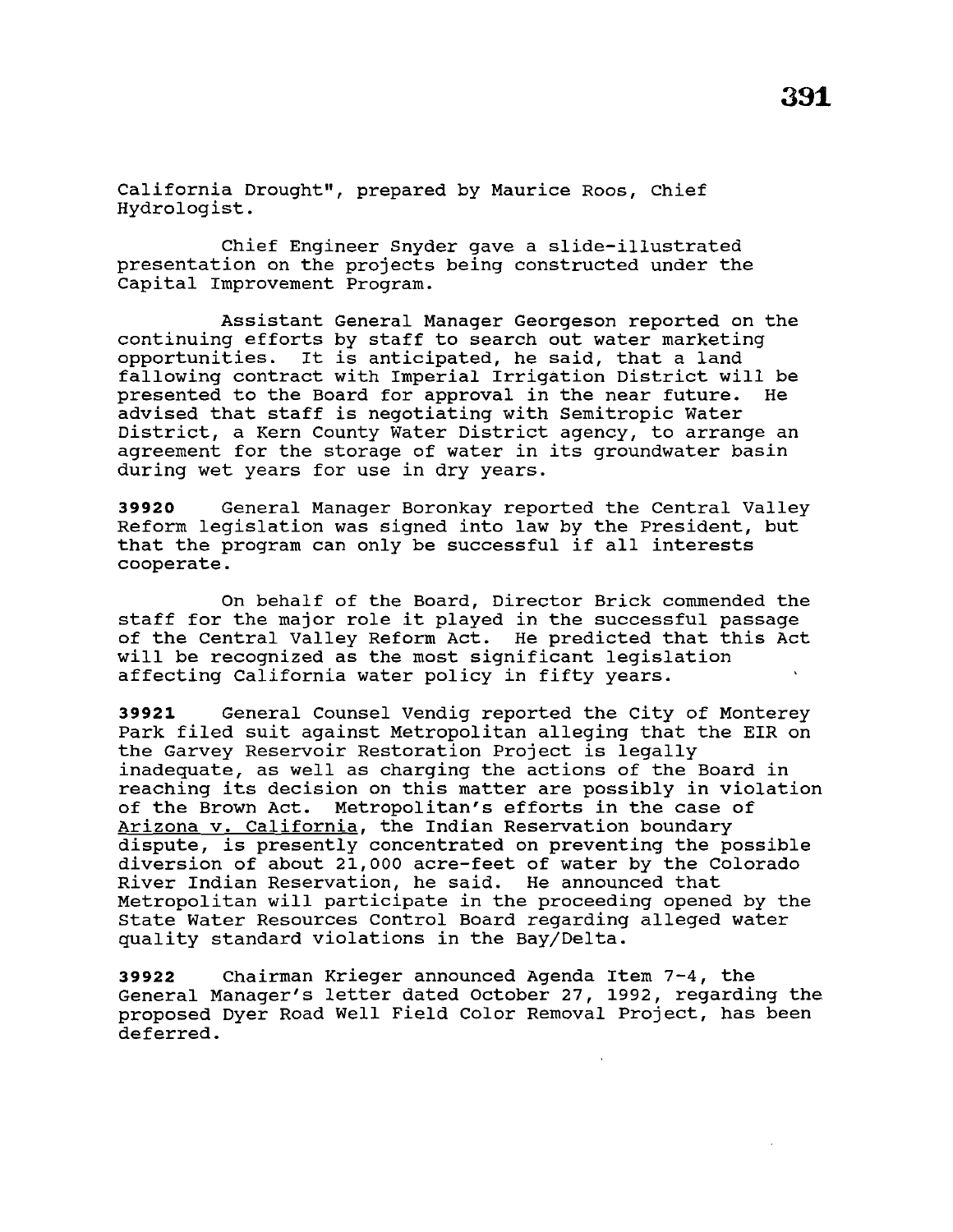California Drought", prepared by Maurice Roos, Chief Hydrologist.

Chief Engineer Snyder gave a slide-illustrated presentation on the projects being constructed under the Capital Improvement Program.

Assistant General Manager Georgeson reported on the continuing efforts by staff to search out water marketing opportunities. It is anticipated, he said, that a land fallowing contract with Imperial Irrigation District will be presented to the Board for approval in the near future. He advised that staff is negotiating with Semitropic Water District, a Kern County Water District agency, to arrange an agreement for the storage of water in its groundwater basin during wet years for use in dry years.

**39920** General Manager Boronkay reported the Central Valley Reform legislation was signed into law by the President, but that the program can only be successful if all interests cooperate.

On behalf of the Board, Director Brick commended the staff for the major role it played in the successful passage of the Central Valley Reform Act. He predicted that this Act will be recognized as the most significant legislation affecting California water policy in fifty years.

**39921** General Counsel Vendig reported the City of Monterey Park filed suit against Metropolitan alleging that the EIR on the Garvey Reservoir Restoration Project is legally inadequate, as well as charging the actions of the Board in reaching its decision on this matter are possibly in violation of the Brown Act. Metropolitan's efforts in the case of Arizona v. California, the Indian Reservation boundary dispute, is presently concentrated on preventing the possible diversion of about 21,000 acre-feet of water by the Colorado River Indian Reservation, he said. He announced that Metropolitan will participate in the proceeding opened by the State Water Resources Control Board regarding alleged water quality standard violations in the Bay/Delta.

**39922** Chairman Krieger announced Agenda Item 7-4, the General Manager's letter dated October 27, 1992, regarding the proposed Dyer Road Well Field Color Removal Project, has been deferred.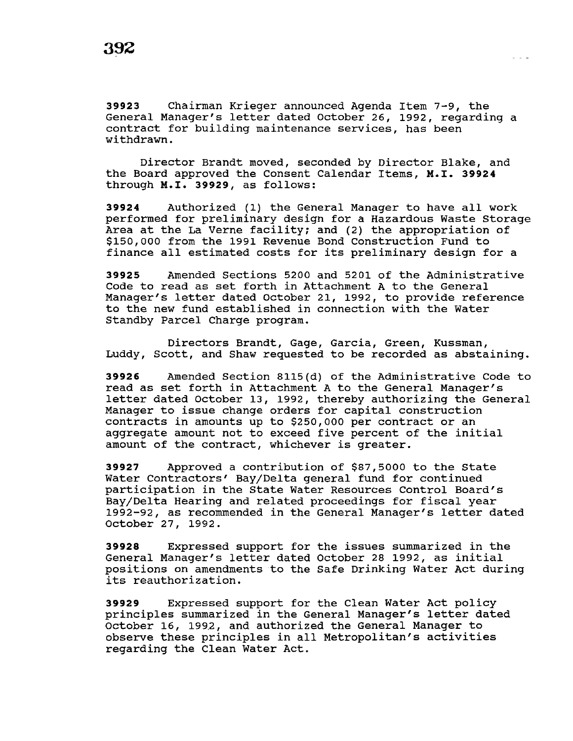**39923** Chairman Krieger announced Agenda Item 7-9, the General Manager's letter dated October 26, 1992, regarding a contract for building maintenance services, has been withdrawn.

Director Brandt moved, seconded by Director Blake, and the Board approved the Consent Calendar Items, **M.I. 39924** through **M.I. 39929**, as follows:

**39924** Authorized (1) the General Manager to have all work performed for preliminary design for a Hazardous Waste Storage Area at the La Verne facility; and (2) the appropriation of $150,000 from the 1991 Revenue Bond Construction Fund to finance all estimated costs for its preliminary design for a

**39925** Amended Sections 5200 and 5201 of the Administrative Code to read as set forth in Attachment A to the General Manager's letter dated October 21, 1992, to provide reference to the new fund established in connection with the Water Standby Parcel Charge program.

Directors Brandt, Gage, Garcia, Green, Kussman, Luddy, Scott, and Shaw requested to be recorded as abstaining.

**39926** Amended Section 8115(d) of the Administrative Code to read as set forth in Attachment A to the General Manager's letter dated October 13, 1992, thereby authorizing the General Manager to issue change orders for capital construction contracts in amounts up to $250,000 per contract or an aggregate amount not to exceed five percent of the initial amount of the contract, whichever is greater.

**39927** Approved a contribution of $87,5000 to the State Water Contractors' Bay/Delta general fund for continued participation in the State Water Resources Control Board's Bay/Delta Hearing and related proceedings for fiscal year 1992-92, as recommended in the General Manager's letter dated October 27, 1992.

**39928** Expressed support for the issues summarized in the General Manager's letter dated October 28 1992, as initial positions on amendments to the Safe Drinking Water Act during its reauthorization.

**39929** Expressed support for the Clean Water Act policy principles summarized in the General Manager's letter dated October 16, 1992, and authorized the General Manager to observe these principles in all Metropolitan's activities regarding the Clean Water Act.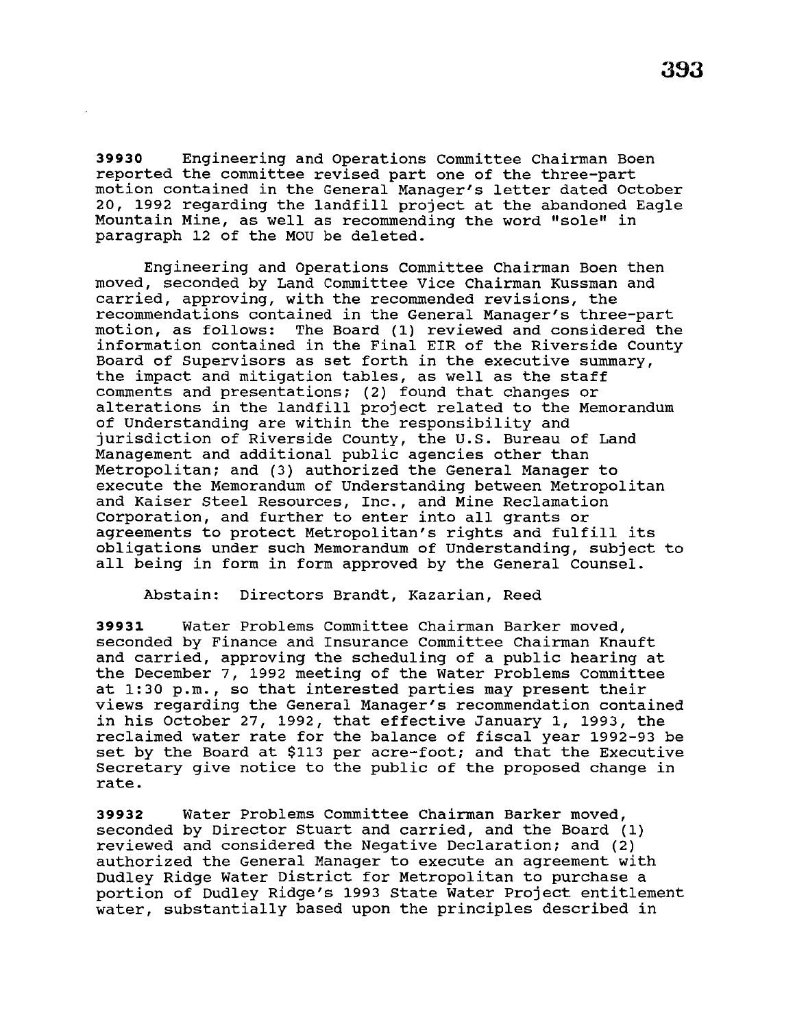**39930** Engineering and Operations Committee Chairman Boen reported the committee revised part one of the three-part motion contained in the General Manager's letter dated October 20, 1992 regarding the landfill project at the abandoned Eagle Mountain Mine, as well as recommending the word "sole" in paragraph 12 of the MOU be deleted.

Engineering and Operations Committee Chairman Boen then moved, seconded by Land Committee Vice Chairman Kussman and carried, approving, with the recommended revisions, the recommendations contained in the General Manager's three-part motion, as follows: The Board (1) reviewed and considered the information contained in the Final EIR of the Riverside County Board of Supervisors as set forth in the executive summary, the impact and mitigation tables, as well as the staff comments and presentations; (2) found that changes or alterations in the landfill project related to the Memorandum of Understanding are within the responsibility and jurisdiction of Riverside County, the U.S. Bureau of Land Management and additional public agencies other than Metropolitan; and (3) authorized the General Manager to execute the Memorandum of Understanding between Metropolitan and Kaiser Steel Resources, Inc., and Mine Reclamation Corporation, and further to enter into all grants or agreements to protect Metropolitan's rights and fulfill its obligations under such Memorandum of Understanding, subject to all being in form in form approved by the General Counsel.

Abstain: Directors Brandt, Kazarian, Reed

**39931** Water Problems Committee Chairman Barker moved, seconded by Finance and Insurance Committee Chairman Knauft and carried, approving the scheduling of a public hearing at the December 7, 1992 meeting of the Water Problems Committee at 1:30 p.m., so that interested parties may present their views regarding the General Manager's recommendation contained in his October 27, 1992, that effective January 1, 1993, the reclaimed water rate for the balance of fiscal year 1992-93 be set by the Board at $113 per acre-foot; and that the Executive Secretary give notice to the public of the proposed change in rate.

**39932** Water Problems Committee Chairman Barker moved, seconded by Director Stuart and carried, and the Board (1) reviewed and considered the Negative Declaration; and (2) authorized the General Manager to execute an agreement with Dudley Ridge Water District for Metropolitan to purchase a portion of Dudley Ridge's 1993 State Water Project entitlement water, substantially based upon the principles described in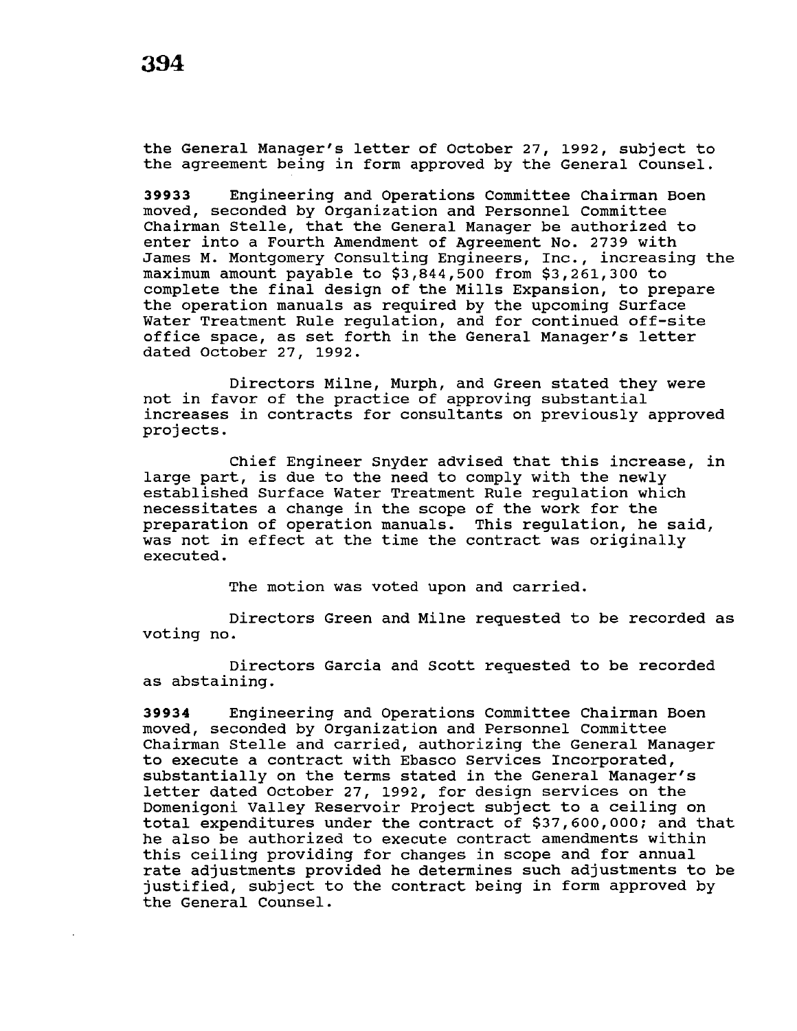the General Manager's letter of October 27, 1992, subject to the agreement being in form approved by the General Counsel.

**39933** Engineering and Operations Committee Chairman Boen moved, seconded by Organization and Personnel Committee Chairman Stelle, that the General Manager be authorized to enter into a Fourth Amendment of Agreement No. 2739 with James M. Montgomery Consulting Engineers, Inc., increasing the maximum amount payable to $3,844,500 from $3,261,300 to complete the final design of the Mills Expansion, to prepare the operation manuals as required by the upcoming Surface Water Treatment Rule regulation, and for continued off-site office space, as set forth in the General Manager's letter dated October 27, 1992.

Directors Milne, Murph, and Green stated they were not in favor of the practice of approving substantial increases in contracts for consultants on previously approved projects.

Chief Engineer Snyder advised that this increase, in large part, is due to the need to comply with the newly established Surface Water Treatment Rule regulation which necessitates a change in the scope of the work for the preparation of operation manuals. This regulation, he said, was not in effect at the time the contract was originally executed.

The motion was voted upon and carried.

Directors Green and Milne requested to be recorded as voting no.

Directors Garcia and Scott requested to be recorded as abstaining.

**39934** Engineering and Operations Committee Chairman Boen moved, seconded by Organization and Personnel Committee Chairman Stelle and carried, authorizing the General Manager to execute a contract with Ebasco Services Incorporated, substantially on the terms stated in the General Manager's letter dated October 27, 1992, for design services on the Domenigoni Valley Reservoir Project subject to a ceiling on total expenditures under the contract of $37,600,000; and that he also be authorized to execute contract amendments within this ceiling providing for changes in scope and for annual rate adjustments provided he determines such adjustments to be justified, subject to the contract being in form approved by the General Counsel.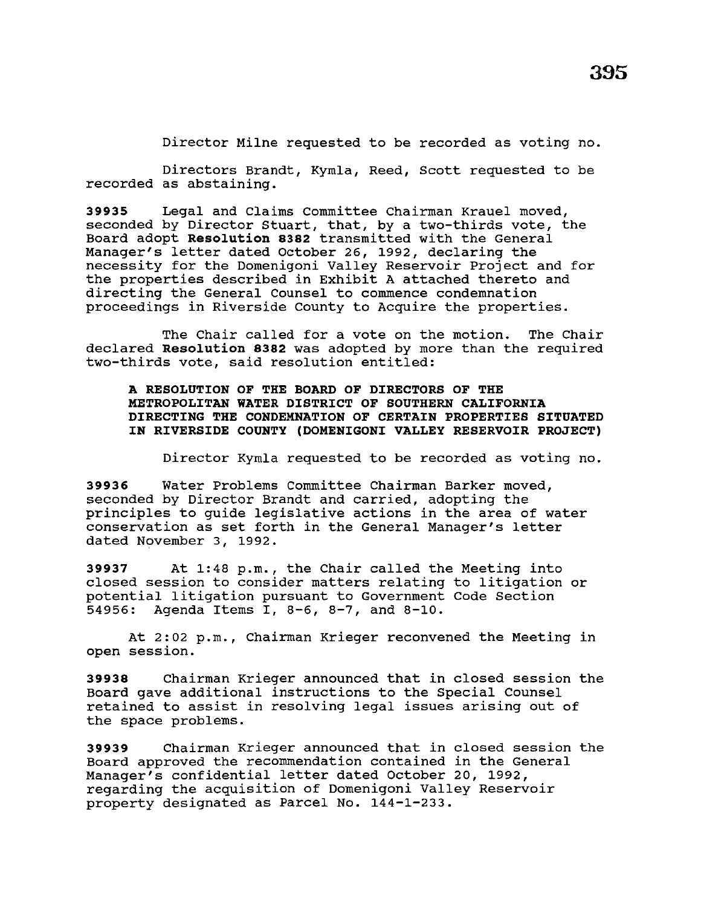Director Milne requested to be recorded as voting no.

Directors Brandt, Kymla, Reed, Scott requested to be recorded as abstaining.

**39935** Legal and Claims Committee Chairman Krauel moved, seconded by Director Stuart, that, by a two-thirds vote, the Board adopt **Resolution 8382** transmitted with the General Manager's letter dated October 26, 1992, declaring the necessity for the Domenigoni Valley Reservoir Project and for the properties described in Exhibit A attached thereto and directing the General Counsel to commence condemnation proceedings in Riverside County to Acquire the properties.

The Chair called for a vote on the motion. The Chair declared **Resolution 8382** was adopted by more than the required two-thirds vote, said resolution entitled:

**A RESOLUTION OF THE BOARD OF DIRECTORS OF THE METROPOLITAN WATER DISTRICT OF SOUTHERN CALIFORNIA DIRECTING THE CONDEMNATION OF CERTAIN PROPERTIES SITUATED IN RIVERSIDE COUNTY (DOMENIGONI VALLEY RESERVOIR PROJECT)**

Director Kymla requested to be recorded as voting no.

**39936** Water Problems Committee Chairman Barker moved, seconded by Director Brandt and carried, adopting the principles to guide legislative actions in the area of water conservation as set forth in the General Manager's letter dated November 3, 1992.

**39937** At 1:48 p.m., the Chair called the Meeting into closed session to consider matters relating to litigation or potential litigation pursuant to Government Code Section 54956: Agenda Items I, 8-6, 8-7, and 8-10.

At 2:02 p.m., Chairman Krieger reconvened the Meeting in open session.

**39938** Chairman Krieger announced that in closed session the Board gave additional instructions to the Special Counsel retained to assist in resolving legal issues arising out of the space problems.

**39939** Chairman Krieger announced that in closed session the Board approved the recommendation contained in the General Manager's confidential letter dated October 20, 1992, regarding the acquisition of Domenigoni Valley Reservoir property designated as Parcel No. 144-1-233.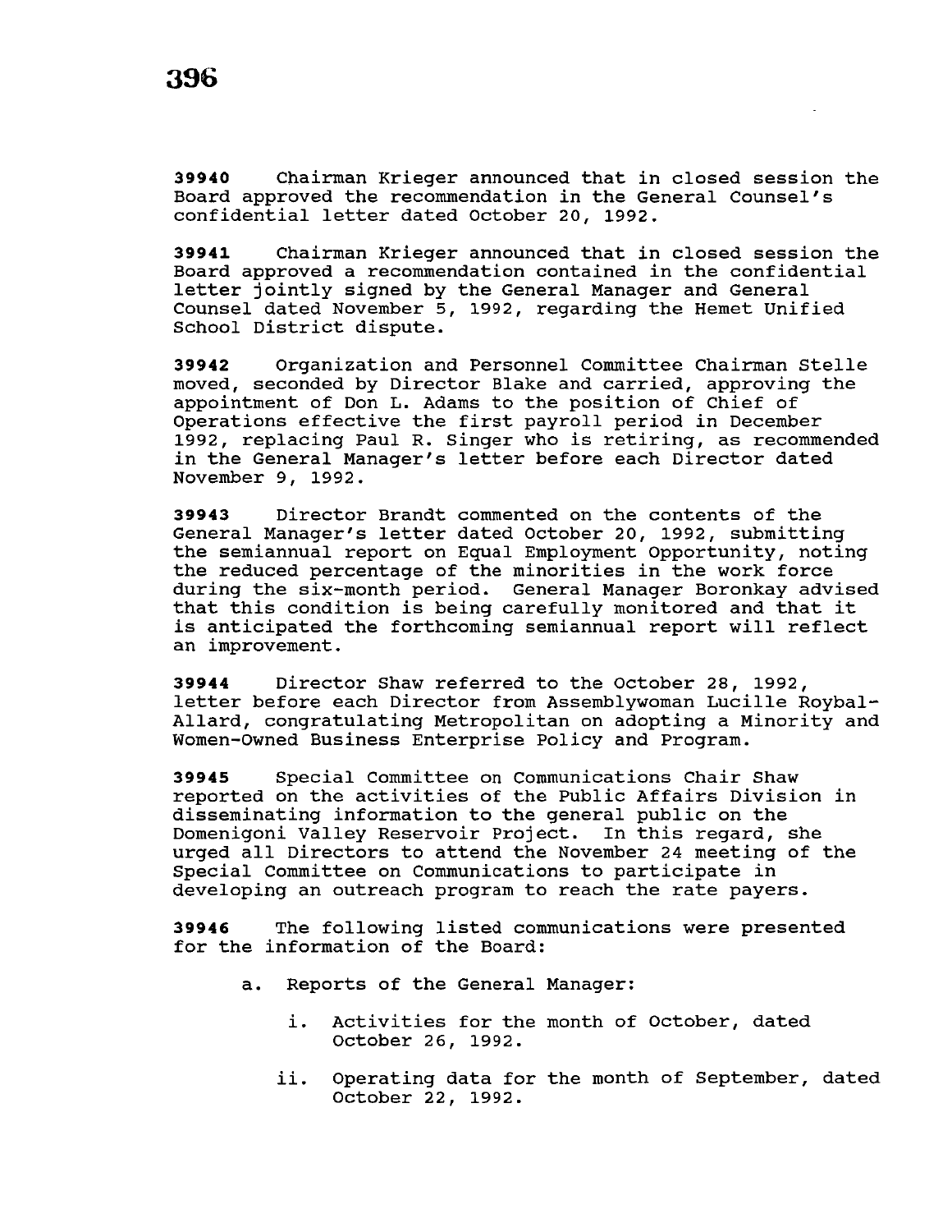**39940** Chairman Krieger announced that in closed session the Board approved the recommendation in the General Counsel's confidential letter dated October 20, 1992.

**39941** Chairman Krieger announced that in closed session the Board approved a recommendation contained in the confidential letter jointly signed by the General Manager and General Counsel dated November 5, 1992, regarding the Hemet Unified School District dispute.

**39942** Organization and Personnel Committee Chairman Stelle moved, seconded by Director Blake and carried, approving the appointment of Don L. Adams to the position of Chief of Operations effective the first payroll period in December 1992, replacing Paul R. Singer who is retiring, as recommended in the General Manager's letter before each Director dated November 9, 1992.

**39943** Director Brandt commented on the contents of the General Manager's letter dated October 20, 1992, submitting the semiannual report on Equal Employment Opportunity, noting the reduced percentage of the minorities in the work force during the six-month period. General Manager Boronkay advised that this condition is being carefully monitored and that it is anticipated the forthcoming semiannual report will reflect an improvement.

**39944** Director Shaw referred to the October 28, 1992, letter before each Director from Assemblywoman Lucille Roybal-Allard, congratulating Metropolitan on adopting a Minority and Women-Owned Business Enterprise Policy and Program.

**39945** Special Committee on Communications Chair Shaw reported on the activities of the Public Affairs Division in disseminating information to the general public on the Domenigoni Valley Reservoir Project. In this regard, she urged all Directors to attend the November 24 meeting of the Special Committee on Communications to participate in developing an outreach program to reach the rate payers.

**39946** The following listed communications were presented for the information of the Board:

a. Reports of the General Manager:

   i. Activities for the month of October, dated October 26, 1992.

   ii. Operating data for the month of September, dated October 22, 1992.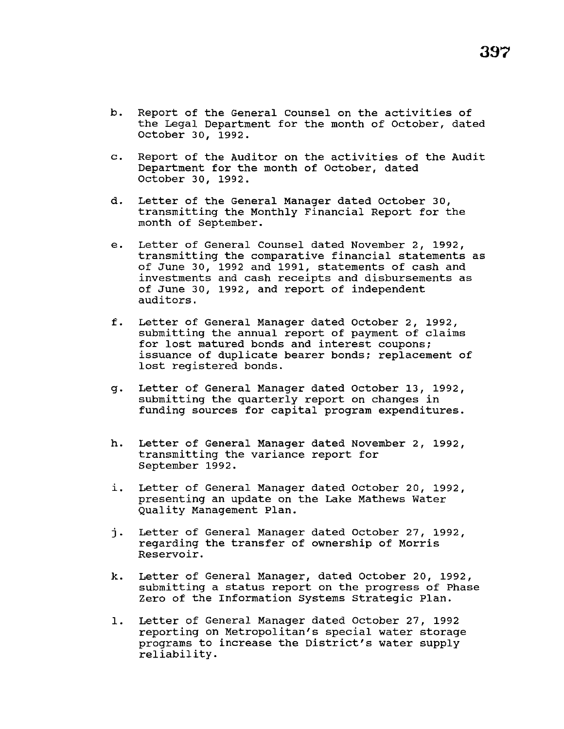b. Report of the General Counsel on the activities of the Legal Department for the month of October, dated October 30, 1992.

c. Report of the Auditor on the activities of the Audit Department for the month of October, dated October 30, 1992.

d. Letter of the General Manager dated October 30, transmitting the Monthly Financial Report for the month of September.

e. Letter of General Counsel dated November 2, 1992, transmitting the comparative financial statements as of June 30, 1992 and 1991, statements of cash and investments and cash receipts and disbursements as of June 30, 1992, and report of independent auditors.

f. Letter of General Manager dated October 2, 1992, submitting the annual report of payment of claims for lost matured bonds and interest coupons; issuance of duplicate bearer bonds; replacement of lost registered bonds.

g. Letter of General Manager dated October 13, 1992, submitting the quarterly report on changes in funding sources for capital program expenditures.

h. Letter of General Manager dated November 2, 1992, transmitting the variance report for September 1992.

i. Letter of General Manager dated October 20, 1992, presenting an update on the Lake Mathews Water Quality Management Plan.

j. Letter of General Manager dated October 27, 1992, regarding the transfer of ownership of Morris Reservoir.

k. Letter of General Manager, dated October 20, 1992, submitting a status report on the progress of Phase Zero of the Information Systems Strategic Plan.

l. Letter of General Manager dated October 27, 1992 reporting on Metropolitan's special water storage programs to increase the District's water supply reliability.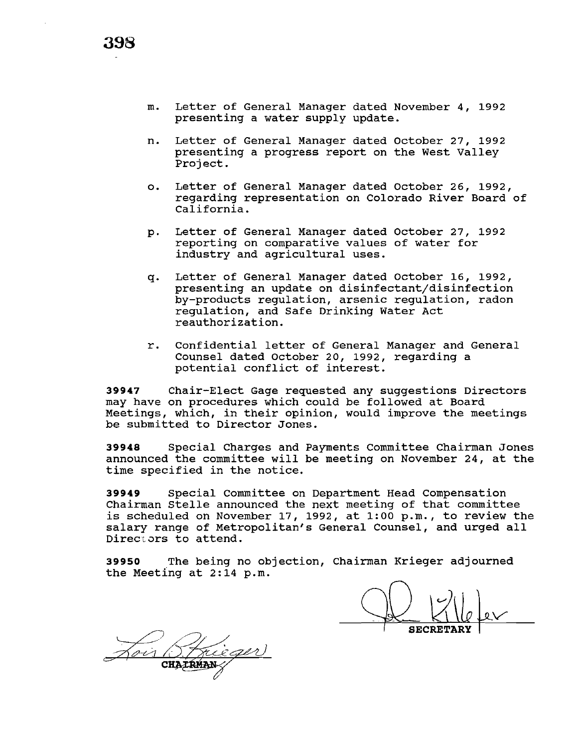m. Letter of General Manager dated November 4, 1992 presenting a water supply update.

n. Letter of General Manager dated October 27, 1992 presenting a progress report on the West Valley Project.

o. Letter of General Manager dated October 26, 1992, regarding representation on Colorado River Board of California.

p. Letter of General Manager dated October 27, 1992 reporting on comparative values of water for industry and agricultural uses.

q. Letter of General Manager dated October 16, 1992, presenting an update on disinfectant/disinfection by-products regulation, arsenic regulation, radon regulation, and Safe Drinking Water Act reauthorization.

r. Confidential letter of General Manager and General Counsel dated October 20, 1992, regarding a potential conflict of interest.

**39947** Chair-Elect Gage requested any suggestions Directors may have on procedures which could be followed at Board Meetings, which, in their opinion, would improve the meetings be submitted to Director Jones.

**39948** Special Charges and Payments Committee Chairman Jones announced the committee will be meeting on November 24, at the time specified in the notice.

**39949** Special Committee on Department Head Compensation Chairman Stelle announced the next meeting of that committee is scheduled on November 17, 1992, at 1:00 p.m., to review the salary range of Metropolitan's General Counsel, and urged all Directors to attend.

**39950** The being no objection, Chairman Krieger adjourned the Meeting at 2:14 p.m.

**SECRETARY**

**CHAIRMAN**